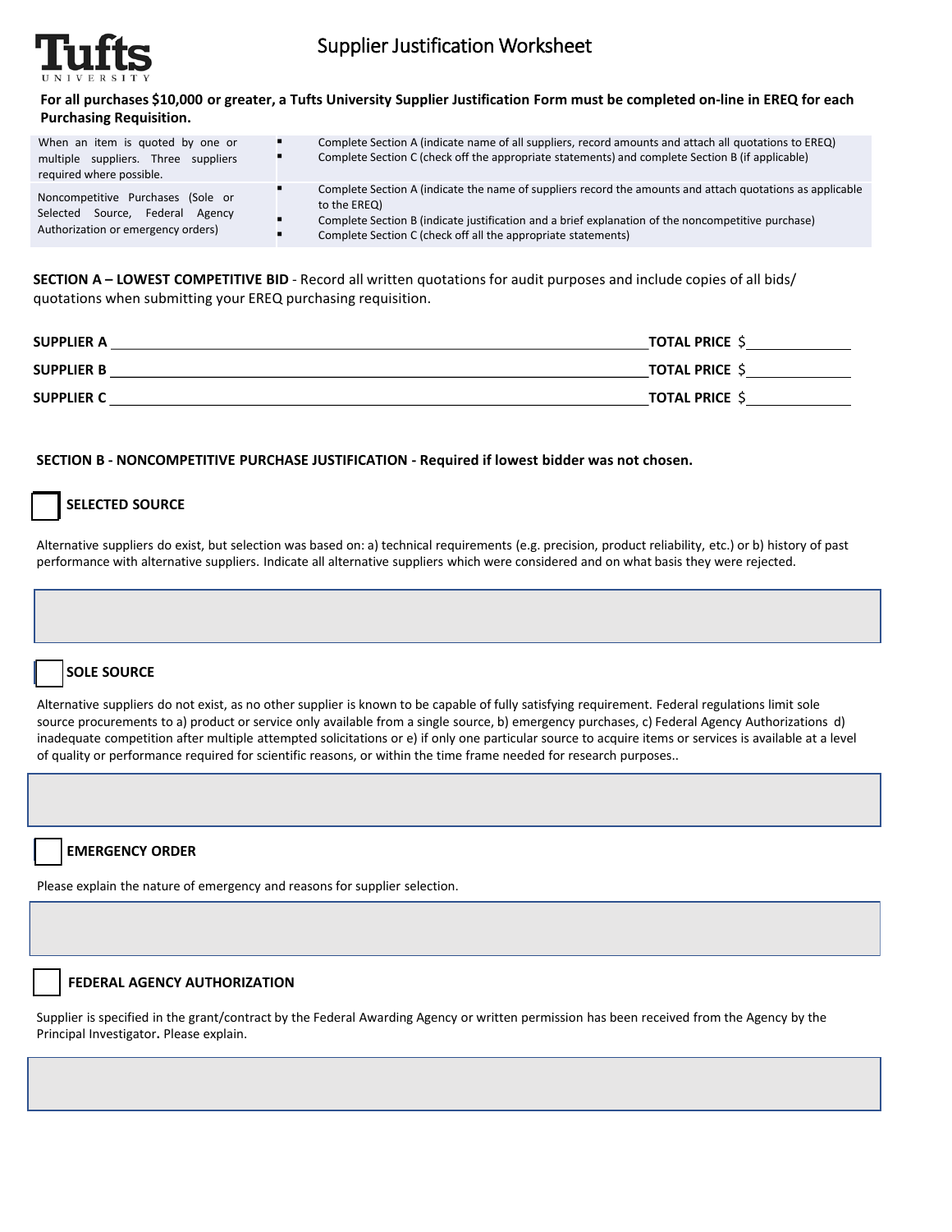# Supplier Justification Worksheet

Tufts UNIVERSITY

**For all purchases $10,000 or greater, a Tufts University Supplier Justification Form must be completed on-line in EREQ for each Purchasing Requisition.**

| | |
|---|---|
| When an item is quoted by one or multiple suppliers. Three suppliers required where possible. | ▪ Complete Section A (indicate name of all suppliers, record amounts and attach all quotations to EREQ)<br>▪ Complete Section C (check off the appropriate statements) and complete Section B (if applicable) |
| Noncompetitive Purchases (Sole or Selected Source, Federal Agency Authorization or emergency orders) | ▪ Complete Section A (indicate the name of suppliers record the amounts and attach quotations as applicable to the EREQ)<br>▪ Complete Section B (indicate justification and a brief explanation of the noncompetitive purchase)<br>▪ Complete Section C (check off all the appropriate statements) |

**SECTION A – LOWEST COMPETITIVE BID** - Record all written quotations for audit purposes and include copies of all bids/ quotations when submitting your EREQ purchasing requisition.

**SUPPLIER A** ______________________________ **TOTAL PRICE** $__________

**SUPPLIER B** ______________________________ **TOTAL PRICE** $__________

**SUPPLIER C** ______________________________ **TOTAL PRICE** $__________

**SECTION B - NONCOMPETITIVE PURCHASE JUSTIFICATION - Required if lowest bidder was not chosen.**

☐ **SELECTED SOURCE**

Alternative suppliers do exist, but selection was based on: a) technical requirements (e.g. precision, product reliability, etc.) or b) history of past performance with alternative suppliers. Indicate all alternative suppliers which were considered and on what basis they were rejected.

☐ **SOLE SOURCE**

Alternative suppliers do not exist, as no other supplier is known to be capable of fully satisfying requirement. Federal regulations limit sole source procurements to a) product or service only available from a single source, b) emergency purchases, c) Federal Agency Authorizations d) inadequate competition after multiple attempted solicitations or e) if only one particular source to acquire items or services is available at a level of quality or performance required for scientific reasons, or within the time frame needed for research purposes..

☐ **EMERGENCY ORDER**

Please explain the nature of emergency and reasons for supplier selection.

☐ **FEDERAL AGENCY AUTHORIZATION**

Supplier is specified in the grant/contract by the Federal Awarding Agency or written permission has been received from the Agency by the Principal Investigator**.** Please explain.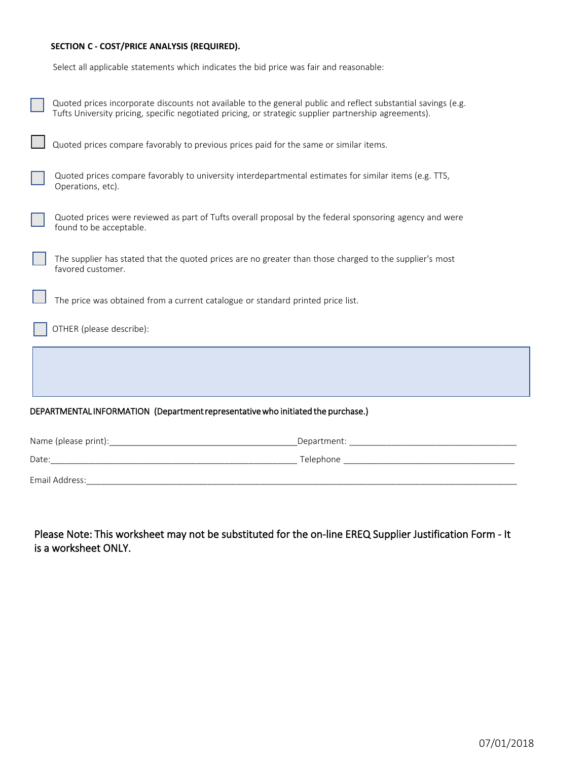**SECTION C - COST/PRICE ANALYSIS (REQUIRED).**

Select all applicable statements which indicates the bid price was fair and reasonable:

- ☐ Quoted prices incorporate discounts not available to the general public and reflect substantial savings (e.g. Tufts University pricing, specific negotiated pricing, or strategic supplier partnership agreements).
- ☐ Quoted prices compare favorably to previous prices paid for the same or similar items.
- ☐ Quoted prices compare favorably to university interdepartmental estimates for similar items (e.g. TTS, Operations, etc).
- ☐ Quoted prices were reviewed as part of Tufts overall proposal by the federal sponsoring agency and were found to be acceptable.
- ☐ The supplier has stated that the quoted prices are no greater than those charged to the supplier's most favored customer.
- ☐ The price was obtained from a current catalogue or standard printed price list.
- ☐ OTHER (please describe):

**DEPARTMENTAL INFORMATION (Department representative who initiated the purchase.)**

Name (please print):________________________________________ Department: ____________________________________

Date:______________________________________________________ Telephone _____________________________________

Email Address:_______________________________________________________________________________________________

Please Note: This worksheet may not be substituted for the on-line EREQ Supplier Justification Form - It is a worksheet ONLY.

07/01/2018